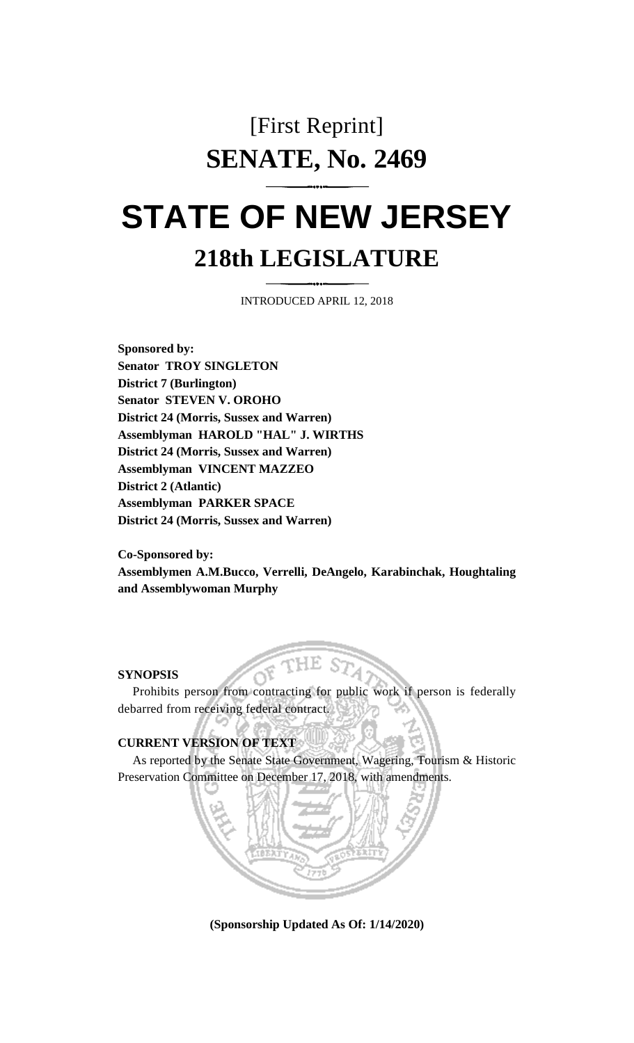[First Reprint]

# SENATE, No. 2469

# STATE OF NEW JERSEY

## 218th LEGISLATURE

INTRODUCED APRIL 12, 2018

**Sponsored by:**
**Senator TROY SINGLETON**
**District 7 (Burlington)**
**Senator STEVEN V. OROHO**
**District 24 (Morris, Sussex and Warren)**
**Assemblyman HAROLD "HAL" J. WIRTHS**
**District 24 (Morris, Sussex and Warren)**
**Assemblyman VINCENT MAZZEO**
**District 2 (Atlantic)**
**Assemblyman PARKER SPACE**
**District 24 (Morris, Sussex and Warren)**

**Co-Sponsored by:**
**Assemblymen A.M.Bucco, Verrelli, DeAngelo, Karabinchak, Houghtaling and Assemblywoman Murphy**

**SYNOPSIS**

Prohibits person from contracting for public work if person is federally debarred from receiving federal contract.

**CURRENT VERSION OF TEXT**

As reported by the Senate State Government, Wagering, Tourism & Historic Preservation Committee on December 17, 2018, with amendments.

**(Sponsorship Updated As Of: 1/14/2020)**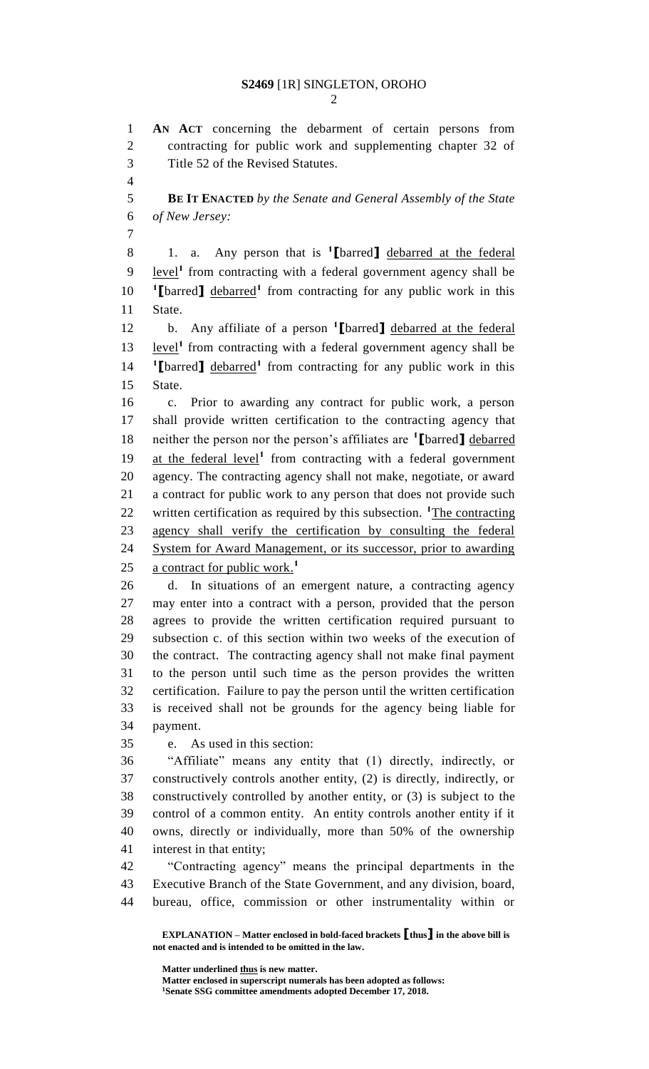**AN ACT** concerning the debarment of certain persons from contracting for public work and supplementing chapter 32 of Title 52 of the Revised Statutes.

**BE IT ENACTED** *by the Senate and General Assembly of the State of New Jersey:*

1. a. Any person that is [1]**[**barred**]** debarred at the federal level[1] from contracting with a federal government agency shall be [1]**[**barred**]** debarred[1] from contracting for any public work in this State.

b. Any affiliate of a person [1]**[**barred**]** debarred at the federal level[1] from contracting with a federal government agency shall be [1]**[**barred**]** debarred[1] from contracting for any public work in this State.

c. Prior to awarding any contract for public work, a person shall provide written certification to the contracting agency that neither the person nor the person's affiliates are [1]**[**barred**]** debarred at the federal level[1] from contracting with a federal government agency. The contracting agency shall not make, negotiate, or award a contract for public work to any person that does not provide such written certification as required by this subsection. [1]The contracting agency shall verify the certification by consulting the federal System for Award Management, or its successor, prior to awarding a contract for public work.[1]

d. In situations of an emergent nature, a contracting agency may enter into a contract with a person, provided that the person agrees to provide the written certification required pursuant to subsection c. of this section within two weeks of the execution of the contract. The contracting agency shall not make final payment to the person until such time as the person provides the written certification. Failure to pay the person until the written certification is received shall not be grounds for the agency being liable for payment.

e. As used in this section:

"Affiliate" means any entity that (1) directly, indirectly, or constructively controls another entity, (2) is directly, indirectly, or constructively controlled by another entity, or (3) is subject to the control of a common entity. An entity controls another entity if it owns, directly or individually, more than 50% of the ownership interest in that entity;

"Contracting agency" means the principal departments in the Executive Branch of the State Government, and any division, board, bureau, office, commission or other instrumentality within or

**EXPLANATION – Matter enclosed in bold-faced brackets [thus] in the above bill is not enacted and is intended to be omitted in the law.**

**Matter underlined thus is new matter.**
**Matter enclosed in superscript numerals has been adopted as follows:**
[1]**Senate SSG committee amendments adopted December 17, 2018.**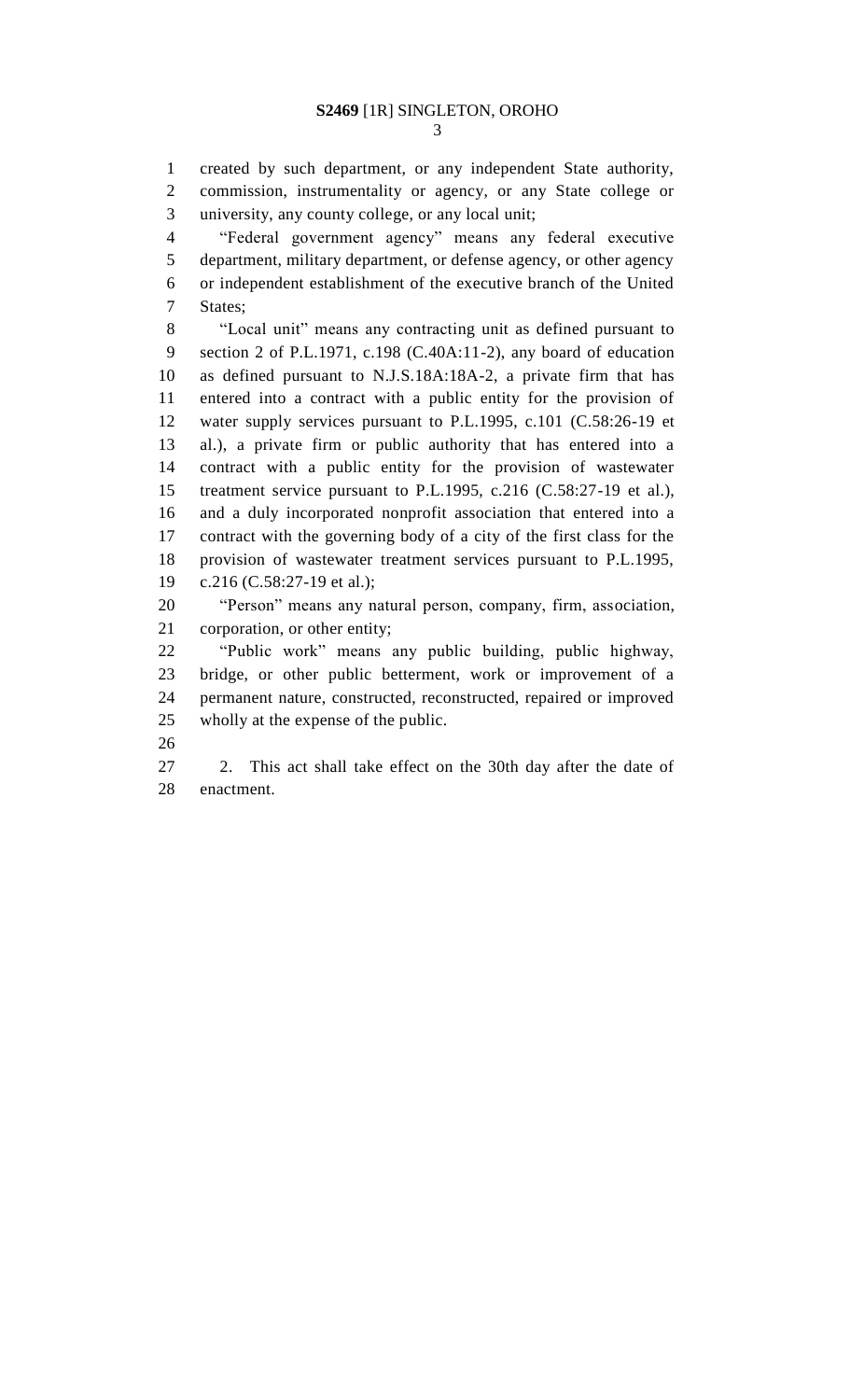created by such department, or any independent State authority, commission, instrumentality or agency, or any State college or university, any county college, or any local unit;

"Federal government agency" means any federal executive department, military department, or defense agency, or other agency or independent establishment of the executive branch of the United States;

"Local unit" means any contracting unit as defined pursuant to section 2 of P.L.1971, c.198 (C.40A:11-2), any board of education as defined pursuant to N.J.S.18A:18A-2, a private firm that has entered into a contract with a public entity for the provision of water supply services pursuant to P.L.1995, c.101 (C.58:26-19 et al.), a private firm or public authority that has entered into a contract with a public entity for the provision of wastewater treatment service pursuant to P.L.1995, c.216 (C.58:27-19 et al.), and a duly incorporated nonprofit association that entered into a contract with the governing body of a city of the first class for the provision of wastewater treatment services pursuant to P.L.1995, c.216 (C.58:27-19 et al.);

"Person" means any natural person, company, firm, association, corporation, or other entity;

"Public work" means any public building, public highway, bridge, or other public betterment, work or improvement of a permanent nature, constructed, reconstructed, repaired or improved wholly at the expense of the public.

2. This act shall take effect on the 30th day after the date of enactment.